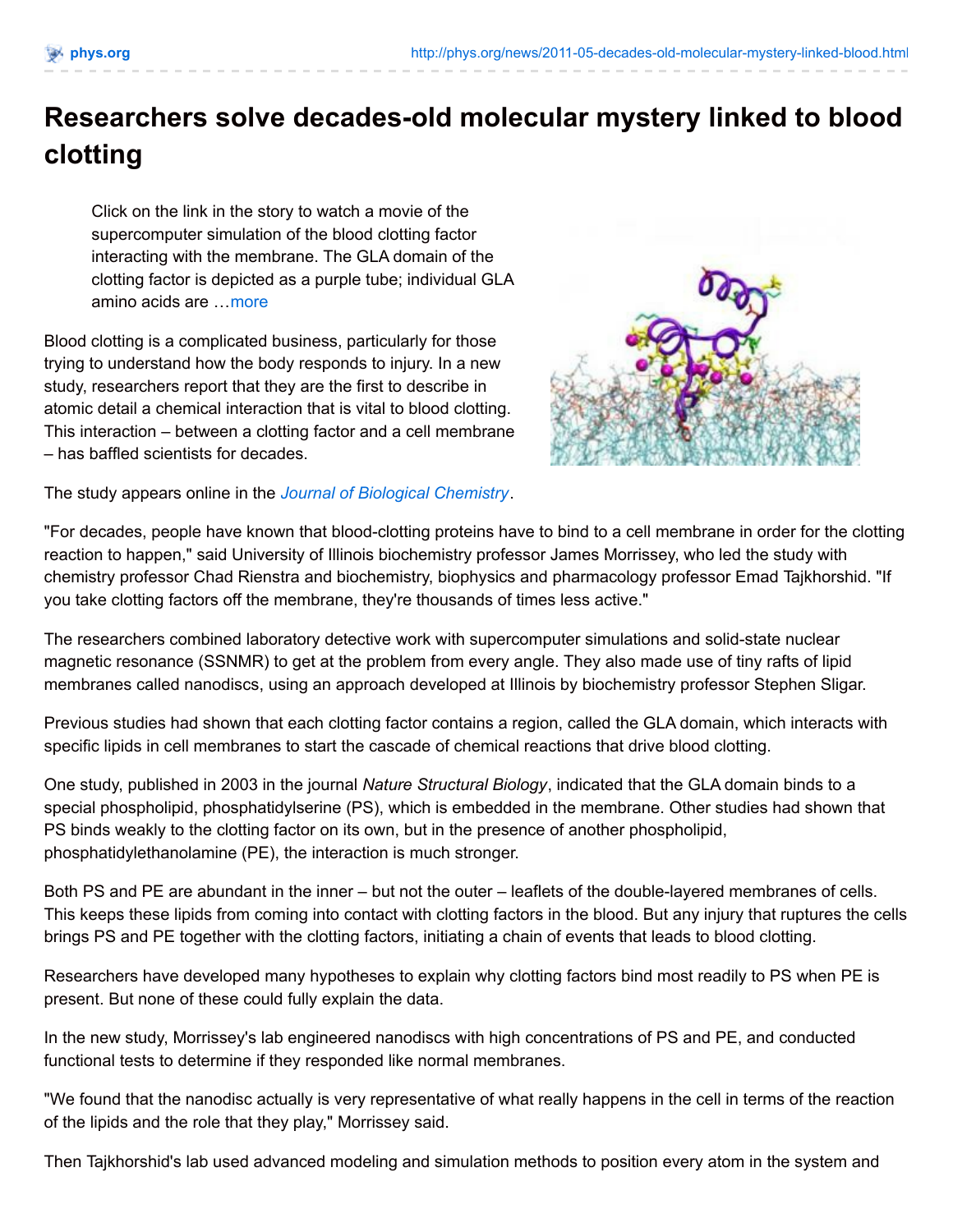# Researchers solve decades-old molecular mystery linked to blood clotting

Click on the link in the story to watch a movie of the supercomputer simulation of the blood clotting factor interacting with the membrane. The GLA domain of the clotting factor is depicted as a purple tube; individual GLA amino acids are …more

Blood clotting is a complicated business, particularly for those trying to understand how the body responds to injury. In a new study, researchers report that they are the first to describe in atomic detail a chemical interaction that is vital to blood clotting. This interaction – between a clotting factor and a cell membrane – has baffled scientists for decades.

The study appears online in the *Journal of Biological Chemistry*.

"For decades, people have known that blood-clotting proteins have to bind to a cell membrane in order for the clotting reaction to happen," said University of Illinois biochemistry professor James Morrissey, who led the study with chemistry professor Chad Rienstra and biochemistry, biophysics and pharmacology professor Emad Tajkhorshid. "If you take clotting factors off the membrane, they're thousands of times less active."

The researchers combined laboratory detective work with supercomputer simulations and solid-state nuclear magnetic resonance (SSNMR) to get at the problem from every angle. They also made use of tiny rafts of lipid membranes called nanodiscs, using an approach developed at Illinois by biochemistry professor Stephen Sligar.

Previous studies had shown that each clotting factor contains a region, called the GLA domain, which interacts with specific lipids in cell membranes to start the cascade of chemical reactions that drive blood clotting.

One study, published in 2003 in the journal *Nature Structural Biology*, indicated that the GLA domain binds to a special phospholipid, phosphatidylserine (PS), which is embedded in the membrane. Other studies had shown that PS binds weakly to the clotting factor on its own, but in the presence of another phospholipid, phosphatidylethanolamine (PE), the interaction is much stronger.

Both PS and PE are abundant in the inner – but not the outer – leaflets of the double-layered membranes of cells. This keeps these lipids from coming into contact with clotting factors in the blood. But any injury that ruptures the cells brings PS and PE together with the clotting factors, initiating a chain of events that leads to blood clotting.

Researchers have developed many hypotheses to explain why clotting factors bind most readily to PS when PE is present. But none of these could fully explain the data.

In the new study, Morrissey's lab engineered nanodiscs with high concentrations of PS and PE, and conducted functional tests to determine if they responded like normal membranes.

"We found that the nanodisc actually is very representative of what really happens in the cell in terms of the reaction of the lipids and the role that they play," Morrissey said.

Then Tajkhorshid's lab used advanced modeling and simulation methods to position every atom in the system and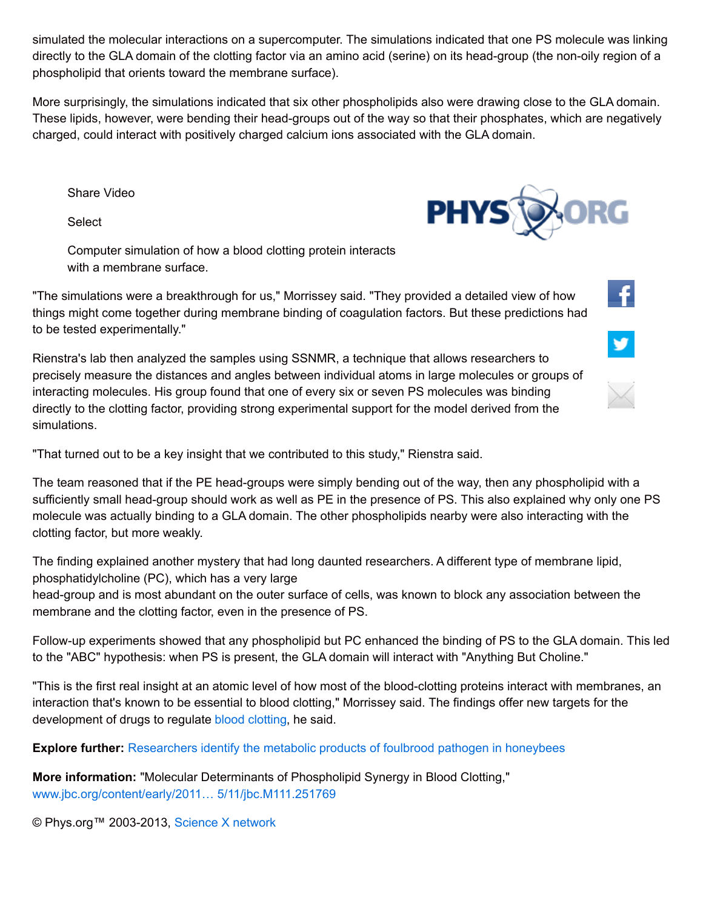simulated the molecular interactions on a supercomputer. The simulations indicated that one PS molecule was linking directly to the GLA domain of the clotting factor via an amino acid (serine) on its head-group (the non-oily region of a phospholipid that orients toward the membrane surface).

More surprisingly, the simulations indicated that six other phospholipids also were drawing close to the GLA domain. These lipids, however, were bending their head-groups out of the way so that their phosphates, which are negatively charged, could interact with positively charged calcium ions associated with the GLA domain.

Share Video

Select

Computer simulation of how a blood clotting protein interacts with a membrane surface.

"The simulations were a breakthrough for us," Morrissey said. "They provided a detailed view of how things might come together during membrane binding of coagulation factors. But these predictions had to be tested experimentally."

Rienstra's lab then analyzed the samples using SSNMR, a technique that allows researchers to precisely measure the distances and angles between individual atoms in large molecules or groups of interacting molecules. His group found that one of every six or seven PS molecules was binding directly to the clotting factor, providing strong experimental support for the model derived from the simulations.

"That turned out to be a key insight that we contributed to this study," Rienstra said.

The team reasoned that if the PE head-groups were simply bending out of the way, then any phospholipid with a sufficiently small head-group should work as well as PE in the presence of PS. This also explained why only one PS molecule was actually binding to a GLA domain. The other phospholipids nearby were also interacting with the clotting factor, but more weakly.

The finding explained another mystery that had long daunted researchers. A different type of membrane lipid, phosphatidylcholine (PC), which has a very large head-group and is most abundant on the outer surface of cells, was known to block any association between the membrane and the clotting factor, even in the presence of PS.

Follow-up experiments showed that any phospholipid but PC enhanced the binding of PS to the GLA domain. This led to the "ABC" hypothesis: when PS is present, the GLA domain will interact with "Anything But Choline."

"This is the first real insight at an atomic level of how most of the blood-clotting proteins interact with membranes, an interaction that's known to be essential to blood clotting," Morrissey said. The findings offer new targets for the development of drugs to regulate blood clotting, he said.

**Explore further:** Researchers identify the metabolic products of foulbrood pathogen in honeybees

**More information:** "Molecular Determinants of Phospholipid Synergy in Blood Clotting," www.jbc.org/content/early/2011… 5/11/jbc.M111.251769

© Phys.org™ 2003-2013, Science X network